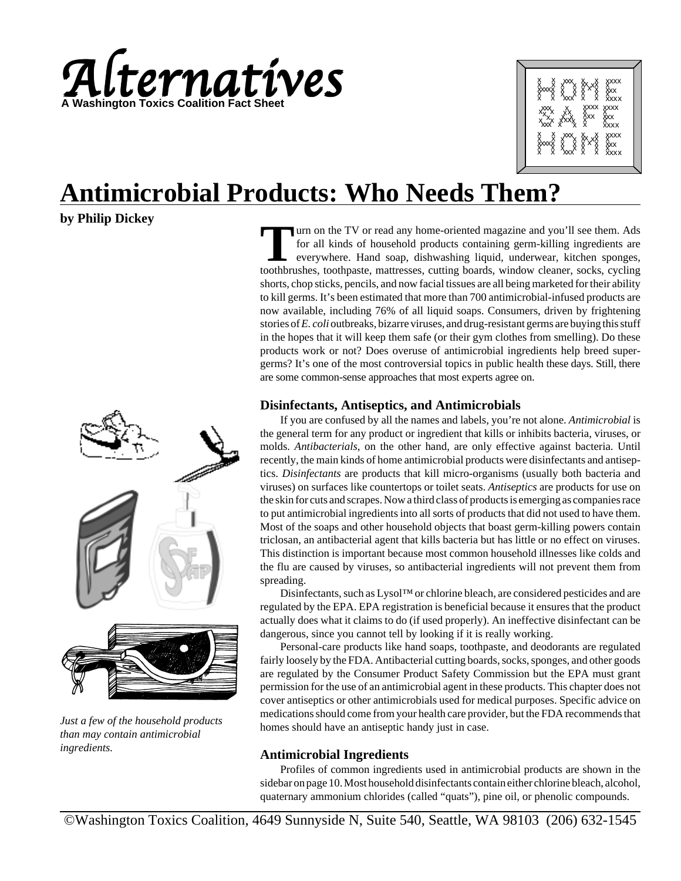# Alternatives

A Washington Toxics Coalition Fact Sheet

HOME SAFE HOME

# Antimicrobial Products: Who Needs Them?

**by Philip Dickey**

Turn on the TV or read any home-oriented magazine and you'll see them. Ads for all kinds of household products containing germ-killing ingredients are everywhere. Hand soap, dishwashing liquid, underwear, kitchen sponges, toothbrushes, toothpaste, mattresses, cutting boards, window cleaner, socks, cycling shorts, chop sticks, pencils, and now facial tissues are all being marketed for their ability to kill germs. It's been estimated that more than 700 antimicrobial-infused products are now available, including 76% of all liquid soaps. Consumers, driven by frightening stories of *E. coli* outbreaks, bizarre viruses, and drug-resistant germs are buying this stuff in the hopes that it will keep them safe (or their gym clothes from smelling). Do these products work or not? Does overuse of antimicrobial ingredients help breed super-germs? It's one of the most controversial topics in public health these days. Still, there are some common-sense approaches that most experts agree on.

*Just a few of the household products than may contain antimicrobial ingredients.*

### Disinfectants, Antiseptics, and Antimicrobials

If you are confused by all the names and labels, you're not alone. *Antimicrobial* is the general term for any product or ingredient that kills or inhibits bacteria, viruses, or molds. *Antibacterials*, on the other hand, are only effective against bacteria. Until recently, the main kinds of home antimicrobial products were disinfectants and antiseptics. *Disinfectants* are products that kill micro-organisms (usually both bacteria and viruses) on surfaces like countertops or toilet seats. *Antiseptics* are products for use on the skin for cuts and scrapes. Now a third class of products is emerging as companies race to put antimicrobial ingredients into all sorts of products that did not used to have them. Most of the soaps and other household objects that boast germ-killing powers contain triclosan, an antibacterial agent that kills bacteria but has little or no effect on viruses. This distinction is important because most common household illnesses like colds and the flu are caused by viruses, so antibacterial ingredients will not prevent them from spreading.

Disinfectants, such as Lysol™ or chlorine bleach, are considered pesticides and are regulated by the EPA. EPA registration is beneficial because it ensures that the product actually does what it claims to do (if used properly). An ineffective disinfectant can be dangerous, since you cannot tell by looking if it is really working.

Personal-care products like hand soaps, toothpaste, and deodorants are regulated fairly loosely by the FDA. Antibacterial cutting boards, socks, sponges, and other goods are regulated by the Consumer Product Safety Commission but the EPA must grant permission for the use of an antimicrobial agent in these products. This chapter does not cover antiseptics or other antimicrobials used for medical purposes. Specific advice on medications should come from your health care provider, but the FDA recommends that homes should have an antiseptic handy just in case.

### Antimicrobial Ingredients

Profiles of common ingredients used in antimicrobial products are shown in the sidebar on page 10. Most household disinfectants contain either chlorine bleach, alcohol, quaternary ammonium chlorides (called "quats"), pine oil, or phenolic compounds.

©Washington Toxics Coalition, 4649 Sunnyside N, Suite 540, Seattle, WA 98103 (206) 632-1545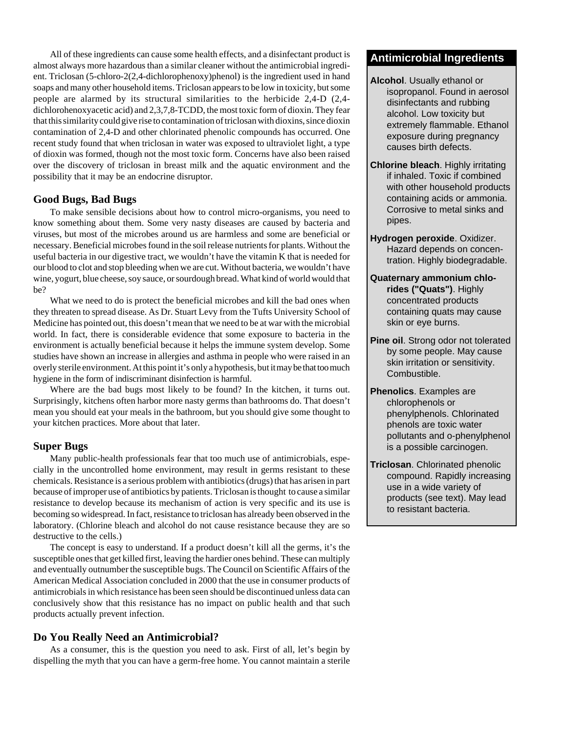All of these ingredients can cause some health effects, and a disinfectant product is almost always more hazardous than a similar cleaner without the antimicrobial ingredient. Triclosan (5-chloro-2(2,4-dichlorophenoxy)phenol) is the ingredient used in hand soaps and many other household items. Triclosan appears to be low in toxicity, but some people are alarmed by its structural similarities to the herbicide 2,4-D (2,4-dichlorohenoxyacetic acid) and 2,3,7,8-TCDD, the most toxic form of dioxin. They fear that this similarity could give rise to contamination of triclosan with dioxins, since dioxin contamination of 2,4-D and other chlorinated phenolic compounds has occurred. One recent study found that when triclosan in water was exposed to ultraviolet light, a type of dioxin was formed, though not the most toxic form. Concerns have also been raised over the discovery of triclosan in breast milk and the aquatic environment and the possibility that it may be an endocrine disruptor.

### Good Bugs, Bad Bugs

To make sensible decisions about how to control micro-organisms, you need to know something about them. Some very nasty diseases are caused by bacteria and viruses, but most of the microbes around us are harmless and some are beneficial or necessary. Beneficial microbes found in the soil release nutrients for plants. Without the useful bacteria in our digestive tract, we wouldn't have the vitamin K that is needed for our blood to clot and stop bleeding when we are cut. Without bacteria, we wouldn't have wine, yogurt, blue cheese, soy sauce, or sourdough bread. What kind of world would that be?

What we need to do is protect the beneficial microbes and kill the bad ones when they threaten to spread disease. As Dr. Stuart Levy from the Tufts University School of Medicine has pointed out, this doesn't mean that we need to be at war with the microbial world. In fact, there is considerable evidence that some exposure to bacteria in the environment is actually beneficial because it helps the immune system develop. Some studies have shown an increase in allergies and asthma in people who were raised in an overly sterile environment. At this point it's only a hypothesis, but it may be that too much hygiene in the form of indiscriminant disinfection is harmful.

Where are the bad bugs most likely to be found? In the kitchen, it turns out. Surprisingly, kitchens often harbor more nasty germs than bathrooms do. That doesn't mean you should eat your meals in the bathroom, but you should give some thought to your kitchen practices. More about that later.

### Super Bugs

Many public-health professionals fear that too much use of antimicrobials, especially in the uncontrolled home environment, may result in germs resistant to these chemicals. Resistance is a serious problem with antibiotics (drugs) that has arisen in part because of improper use of antibiotics by patients. Triclosan is thought to cause a similar resistance to develop because its mechanism of action is very specific and its use is becoming so widespread. In fact, resistance to triclosan has already been observed in the laboratory. (Chlorine bleach and alcohol do not cause resistance because they are so destructive to the cells.)

The concept is easy to understand. If a product doesn't kill all the germs, it's the susceptible ones that get killed first, leaving the hardier ones behind. These can multiply and eventually outnumber the susceptible bugs. The Council on Scientific Affairs of the American Medical Association concluded in 2000 that the use in consumer products of antimicrobials in which resistance has been seen should be discontinued unless data can conclusively show that this resistance has no impact on public health and that such products actually prevent infection.

### Do You Really Need an Antimicrobial?

As a consumer, this is the question you need to ask. First of all, let's begin by dispelling the myth that you can have a germ-free home. You cannot maintain a sterile

### Antimicrobial Ingredients

**Alcohol**. Usually ethanol or isopropanol. Found in aerosol disinfectants and rubbing alcohol. Low toxicity but extremely flammable. Ethanol exposure during pregnancy causes birth defects.

**Chlorine bleach**. Highly irritating if inhaled. Toxic if combined with other household products containing acids or ammonia. Corrosive to metal sinks and pipes.

**Hydrogen peroxide**. Oxidizer. Hazard depends on concentration. Highly biodegradable.

**Quaternary ammonium chlorides ("Quats")**. Highly concentrated products containing quats may cause skin or eye burns.

**Pine oil**. Strong odor not tolerated by some people. May cause skin irritation or sensitivity. Combustible.

**Phenolics**. Examples are chlorophenols or phenylphenols. Chlorinated phenols are toxic water pollutants and o-phenylphenol is a possible carcinogen.

**Triclosan**. Chlorinated phenolic compound. Rapidly increasing use in a wide variety of products (see text). May lead to resistant bacteria.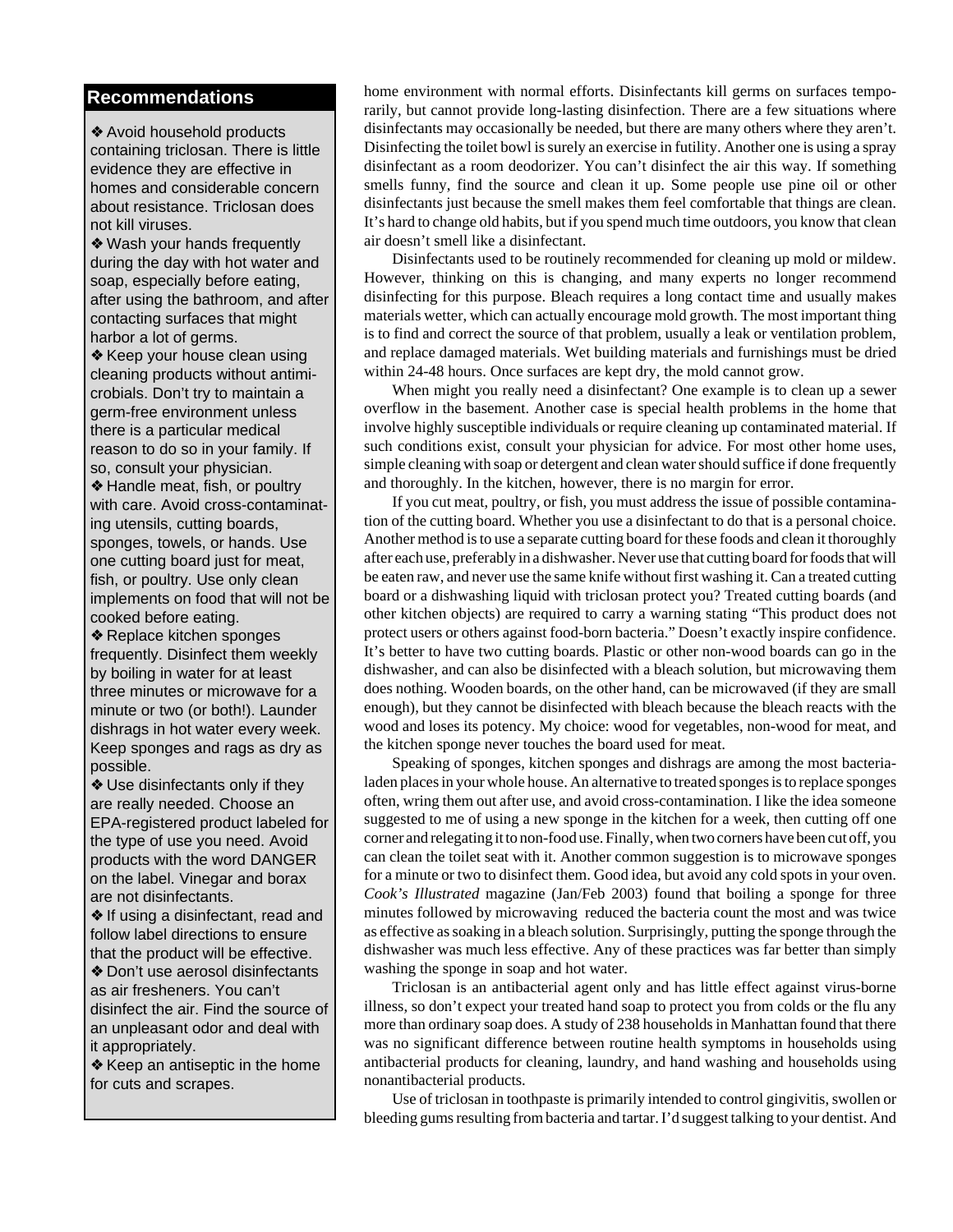## Recommendations

- ❖ Avoid household products containing triclosan. There is little evidence they are effective in homes and considerable concern about resistance. Triclosan does not kill viruses.
- ❖ Wash your hands frequently during the day with hot water and soap, especially before eating, after using the bathroom, and after contacting surfaces that might harbor a lot of germs.
- ❖ Keep your house clean using cleaning products without antimicrobials. Don't try to maintain a germ-free environment unless there is a particular medical reason to do so in your family. If so, consult your physician.
- ❖ Handle meat, fish, or poultry with care. Avoid cross-contaminating utensils, cutting boards, sponges, towels, or hands. Use one cutting board just for meat, fish, or poultry. Use only clean implements on food that will not be cooked before eating.
- ❖ Replace kitchen sponges frequently. Disinfect them weekly by boiling in water for at least three minutes or microwave for a minute or two (or both!). Launder dishrags in hot water every week. Keep sponges and rags as dry as possible.
- ❖ Use disinfectants only if they are really needed. Choose an EPA-registered product labeled for the type of use you need. Avoid products with the word DANGER on the label. Vinegar and borax are not disinfectants.
- ❖ If using a disinfectant, read and follow label directions to ensure that the product will be effective.
- ❖ Don't use aerosol disinfectants as air fresheners. You can't disinfect the air. Find the source of an unpleasant odor and deal with it appropriately.
- ❖ Keep an antiseptic in the home for cuts and scrapes.

home environment with normal efforts. Disinfectants kill germs on surfaces temporarily, but cannot provide long-lasting disinfection. There are a few situations where disinfectants may occasionally be needed, but there are many others where they aren't. Disinfecting the toilet bowl is surely an exercise in futility. Another one is using a spray disinfectant as a room deodorizer. You can't disinfect the air this way. If something smells funny, find the source and clean it up. Some people use pine oil or other disinfectants just because the smell makes them feel comfortable that things are clean. It's hard to change old habits, but if you spend much time outdoors, you know that clean air doesn't smell like a disinfectant.

Disinfectants used to be routinely recommended for cleaning up mold or mildew. However, thinking on this is changing, and many experts no longer recommend disinfecting for this purpose. Bleach requires a long contact time and usually makes materials wetter, which can actually encourage mold growth. The most important thing is to find and correct the source of that problem, usually a leak or ventilation problem, and replace damaged materials. Wet building materials and furnishings must be dried within 24-48 hours. Once surfaces are kept dry, the mold cannot grow.

When might you really need a disinfectant? One example is to clean up a sewer overflow in the basement. Another case is special health problems in the home that involve highly susceptible individuals or require cleaning up contaminated material. If such conditions exist, consult your physician for advice. For most other home uses, simple cleaning with soap or detergent and clean water should suffice if done frequently and thoroughly. In the kitchen, however, there is no margin for error.

If you cut meat, poultry, or fish, you must address the issue of possible contamination of the cutting board. Whether you use a disinfectant to do that is a personal choice. Another method is to use a separate cutting board for these foods and clean it thoroughly after each use, preferably in a dishwasher. Never use that cutting board for foods that will be eaten raw, and never use the same knife without first washing it. Can a treated cutting board or a dishwashing liquid with triclosan protect you? Treated cutting boards (and other kitchen objects) are required to carry a warning stating "This product does not protect users or others against food-born bacteria." Doesn't exactly inspire confidence. It's better to have two cutting boards. Plastic or other non-wood boards can go in the dishwasher, and can also be disinfected with a bleach solution, but microwaving them does nothing. Wooden boards, on the other hand, can be microwaved (if they are small enough), but they cannot be disinfected with bleach because the bleach reacts with the wood and loses its potency. My choice: wood for vegetables, non-wood for meat, and the kitchen sponge never touches the board used for meat.

Speaking of sponges, kitchen sponges and dishrags are among the most bacteria-laden places in your whole house. An alternative to treated sponges is to replace sponges often, wring them out after use, and avoid cross-contamination. I like the idea someone suggested to me of using a new sponge in the kitchen for a week, then cutting off one corner and relegating it to non-food use. Finally, when two corners have been cut off, you can clean the toilet seat with it. Another common suggestion is to microwave sponges for a minute or two to disinfect them. Good idea, but avoid any cold spots in your oven. *Cook's Illustrated* magazine (Jan/Feb 2003) found that boiling a sponge for three minutes followed by microwaving reduced the bacteria count the most and was twice as effective as soaking in a bleach solution. Surprisingly, putting the sponge through the dishwasher was much less effective. Any of these practices was far better than simply washing the sponge in soap and hot water.

Triclosan is an antibacterial agent only and has little effect against virus-borne illness, so don't expect your treated hand soap to protect you from colds or the flu any more than ordinary soap does. A study of 238 households in Manhattan found that there was no significant difference between routine health symptoms in households using antibacterial products for cleaning, laundry, and hand washing and households using nonantibacterial products.

Use of triclosan in toothpaste is primarily intended to control gingivitis, swollen or bleeding gums resulting from bacteria and tartar. I'd suggest talking to your dentist. And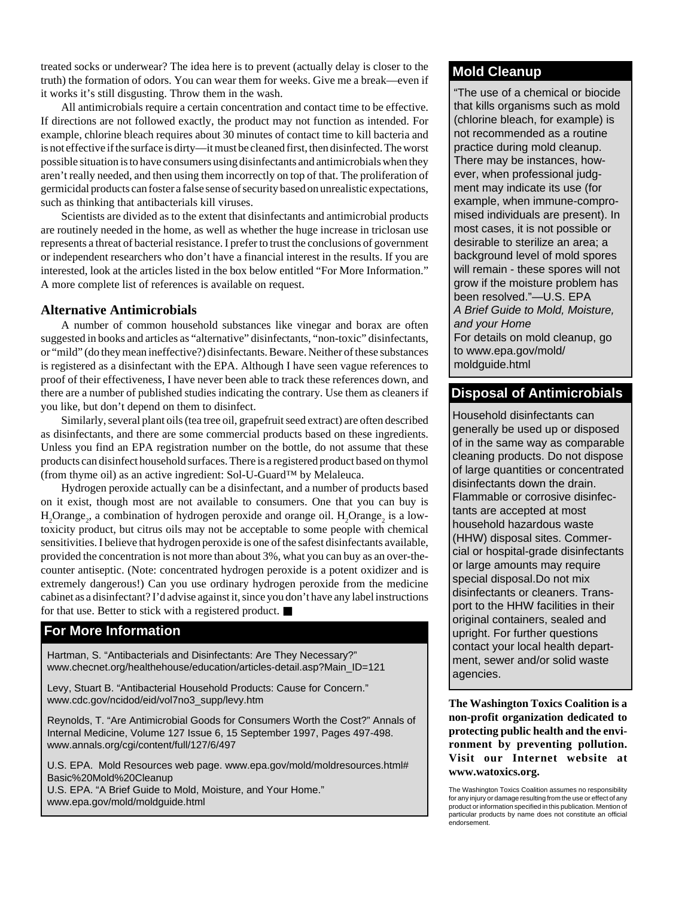treated socks or underwear? The idea here is to prevent (actually delay is closer to the truth) the formation of odors. You can wear them for weeks. Give me a break—even if it works it's still disgusting. Throw them in the wash.

All antimicrobials require a certain concentration and contact time to be effective. If directions are not followed exactly, the product may not function as intended. For example, chlorine bleach requires about 30 minutes of contact time to kill bacteria and is not effective if the surface is dirty—it must be cleaned first, then disinfected. The worst possible situation is to have consumers using disinfectants and antimicrobials when they aren't really needed, and then using them incorrectly on top of that. The proliferation of germicidal products can foster a false sense of security based on unrealistic expectations, such as thinking that antibacterials kill viruses.

Scientists are divided as to the extent that disinfectants and antimicrobial products are routinely needed in the home, as well as whether the huge increase in triclosan use represents a threat of bacterial resistance. I prefer to trust the conclusions of government or independent researchers who don't have a financial interest in the results. If you are interested, look at the articles listed in the box below entitled "For More Information." A more complete list of references is available on request.

## Alternative Antimicrobials

A number of common household substances like vinegar and borax are often suggested in books and articles as "alternative" disinfectants, "non-toxic" disinfectants, or "mild" (do they mean ineffective?) disinfectants. Beware. Neither of these substances is registered as a disinfectant with the EPA. Although I have seen vague references to proof of their effectiveness, I have never been able to track these references down, and there are a number of published studies indicating the contrary. Use them as cleaners if you like, but don't depend on them to disinfect.

Similarly, several plant oils (tea tree oil, grapefruit seed extract) are often described as disinfectants, and there are some commercial products based on these ingredients. Unless you find an EPA registration number on the bottle, do not assume that these products can disinfect household surfaces. There is a registered product based on thymol (from thyme oil) as an active ingredient: Sol-U-Guard™ by Melaleuca.

Hydrogen peroxide actually can be a disinfectant, and a number of products based on it exist, though most are not available to consumers. One that you can buy is $H_2$Orange$_2$, a combination of hydrogen peroxide and orange oil. $H_2$Orange$_2$ is a low-toxicity product, but citrus oils may not be acceptable to some people with chemical sensitivities. I believe that hydrogen peroxide is one of the safest disinfectants available, provided the concentration is not more than about 3%, what you can buy as an over-the-counter antiseptic. (Note: concentrated hydrogen peroxide is a potent oxidizer and is extremely dangerous!) Can you use ordinary hydrogen peroxide from the medicine cabinet as a disinfectant? I'd advise against it, since you don't have any label instructions for that use. Better to stick with a registered product. ■

## For More Information

Hartman, S. "Antibacterials and Disinfectants: Are They Necessary?" www.checnet.org/healthehouse/education/articles-detail.asp?Main_ID=121

Levy, Stuart B. "Antibacterial Household Products: Cause for Concern." www.cdc.gov/ncidod/eid/vol7no3_supp/levy.htm

Reynolds, T. "Are Antimicrobial Goods for Consumers Worth the Cost?" Annals of Internal Medicine, Volume 127 Issue 6, 15 September 1997, Pages 497-498. www.annals.org/cgi/content/full/127/6/497

U.S. EPA. Mold Resources web page. www.epa.gov/mold/moldresources.html#Basic%20Mold%20Cleanup

U.S. EPA. "A Brief Guide to Mold, Moisture, and Your Home." www.epa.gov/mold/moldguide.html

## Mold Cleanup

"The use of a chemical or biocide that kills organisms such as mold (chlorine bleach, for example) is not recommended as a routine practice during mold cleanup. There may be instances, however, when professional judgment may indicate its use (for example, when immune-compromised individuals are present). In most cases, it is not possible or desirable to sterilize an area; a background level of mold spores will remain - these spores will not grow if the moisture problem has been resolved."—U.S. EPA *A Brief Guide to Mold, Moisture, and your Home*

For details on mold cleanup, go to www.epa.gov/mold/moldguide.html

## Disposal of Antimicrobials

Household disinfectants can generally be used up or disposed of in the same way as comparable cleaning products. Do not dispose of large quantities or concentrated disinfectants down the drain. Flammable or corrosive disinfectants are accepted at most household hazardous waste (HHW) disposal sites. Commercial or hospital-grade disinfectants or large amounts may require special disposal.Do not mix disinfectants or cleaners. Transport to the HHW facilities in their original containers, sealed and upright. For further questions contact your local health department, sewer and/or solid waste agencies.

**The Washington Toxics Coalition is a non-profit organization dedicated to protecting public health and the environment by preventing pollution. Visit our Internet website at www.watoxics.org.**

The Washington Toxics Coalition assumes no responsibility for any injury or damage resulting from the use or effect of any product or information specified in this publication. Mention of particular products by name does not constitute an official endorsement.